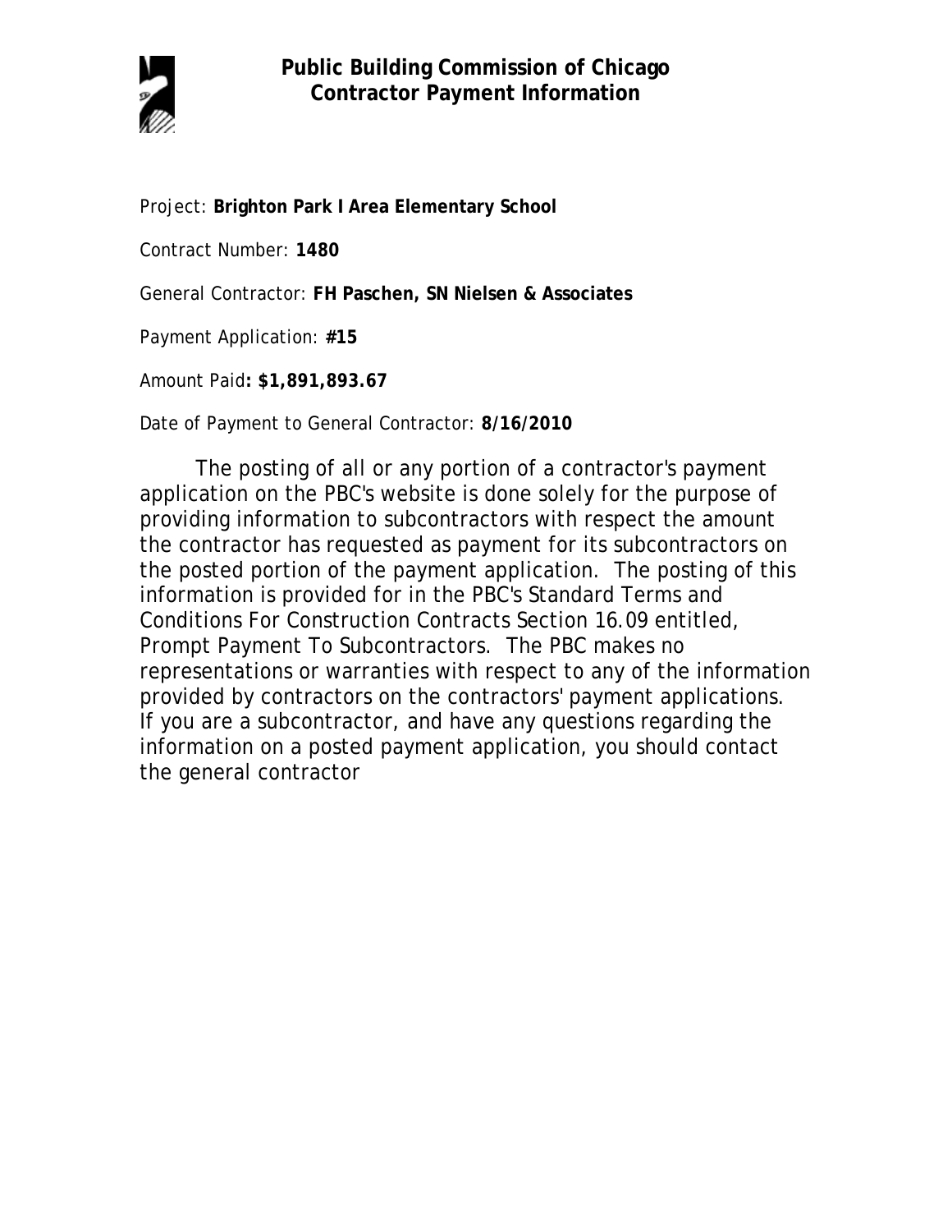# Public Building Commission of Chicago
## Contractor Payment Information

Project: **Brighton Park I Area Elementary School**

Contract Number: **1480**

General Contractor: **FH Paschen, SN Nielsen & Associates**

Payment Application: **#15**

Amount Paid**: $1,891,893.67**

Date of Payment to General Contractor: **8/16/2010**

The posting of all or any portion of a contractor's payment application on the PBC's website is done solely for the purpose of providing information to subcontractors with respect the amount the contractor has requested as payment for its subcontractors on the posted portion of the payment application. The posting of this information is provided for in the PBC's Standard Terms and Conditions For Construction Contracts Section 16.09 entitled, Prompt Payment To Subcontractors. The PBC makes no representations or warranties with respect to any of the information provided by contractors on the contractors' payment applications. If you are a subcontractor, and have any questions regarding the information on a posted payment application, you should contact the general contractor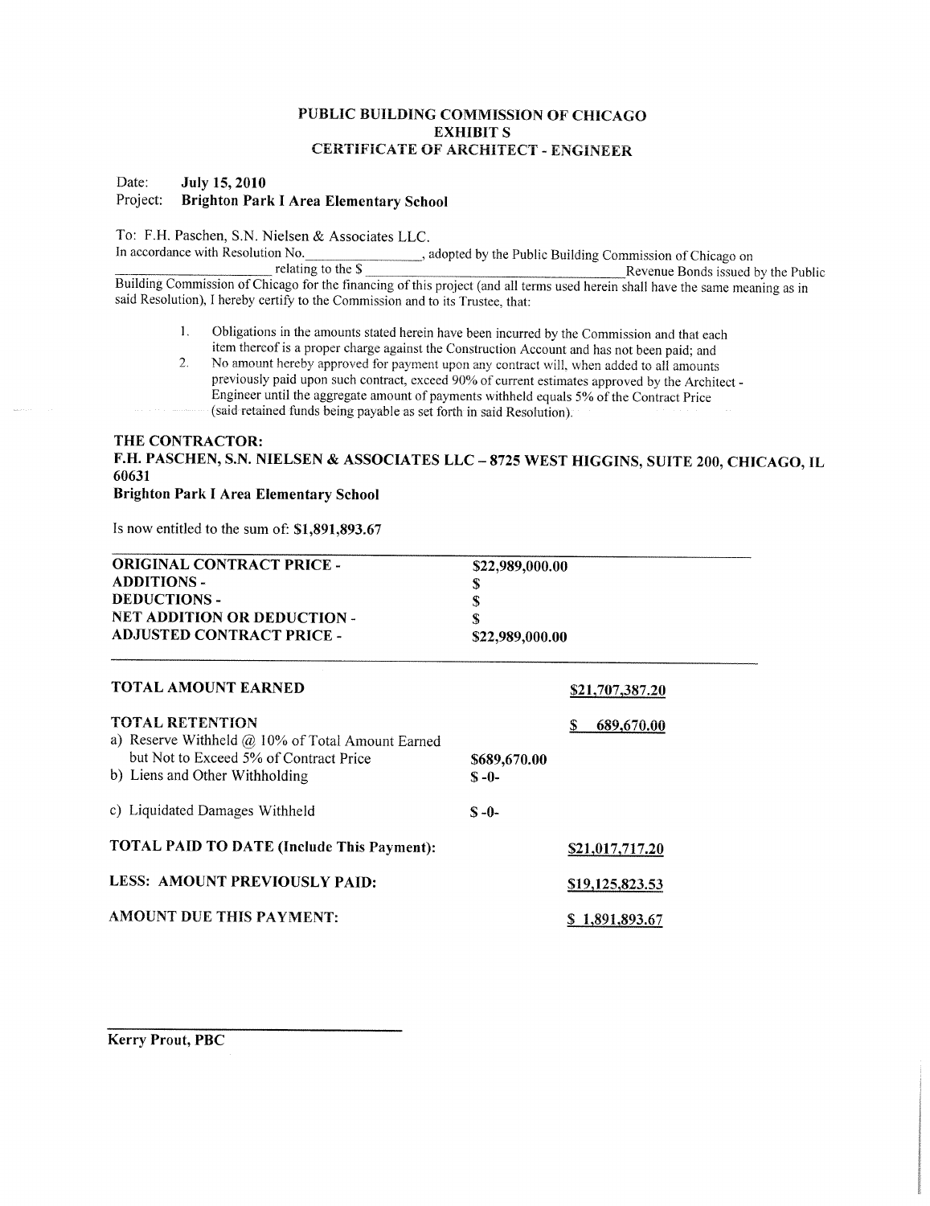# PUBLIC BUILDING COMMISSION OF CHICAGO
## EXHIBIT S
## CERTIFICATE OF ARCHITECT - ENGINEER

Date: **July 15, 2010**
Project: **Brighton Park I Area Elementary School**

To: F.H. Paschen, S.N. Nielsen & Associates LLC.
In accordance with Resolution No.________________, adopted by the Public Building Commission of Chicago on ____________________ relating to the $ ________________________________ Revenue Bonds issued by the Public Building Commission of Chicago for the financing of this project (and all terms used herein shall have the same meaning as in said Resolution), I hereby certify to the Commission and to its Trustee, that:

1. Obligations in the amounts stated herein have been incurred by the Commission and that each item thereof is a proper charge against the Construction Account and has not been paid; and
2. No amount hereby approved for payment upon any contract will, when added to all amounts previously paid upon such contract, exceed 90% of current estimates approved by the Architect - Engineer until the aggregate amount of payments withheld equals 5% of the Contract Price (said retained funds being payable as set forth in said Resolution).

**THE CONTRACTOR:**
**F.H. PASCHEN, S.N. NIELSEN & ASSOCIATES LLC – 8725 WEST HIGGINS, SUITE 200, CHICAGO, IL 60631**
**Brighton Park I Area Elementary School**

Is now entitled to the sum of: **$1,891,893.67**

| | |
|---|---|
| **ORIGINAL CONTRACT PRICE -** | **$22,989,000.00** |
| **ADDITIONS -** | **$** |
| **DEDUCTIONS -** | **$** |
| **NET ADDITION OR DEDUCTION -** | **$** |
| **ADJUSTED CONTRACT PRICE -** | **$22,989,000.00** |

| | | |
|---|---|---|
| **TOTAL AMOUNT EARNED** | | **$21,707,387.20** |
| **TOTAL RETENTION** | | **$ 689,670.00** |
| a) Reserve Withheld @ 10% of Total Amount Earned but Not to Exceed 5% of Contract Price | **$689,670.00** | |
| b) Liens and Other Withholding | **$ -0-** | |
| c) Liquidated Damages Withheld | **$ -0-** | |
| **TOTAL PAID TO DATE (Include This Payment):** | | **$21,017,717.20** |
| **LESS: AMOUNT PREVIOUSLY PAID:** | | **$19,125,823.53** |
| **AMOUNT DUE THIS PAYMENT:** | | **$ 1,891,893.67** |

______________________________
**Kerry Prout, PBC**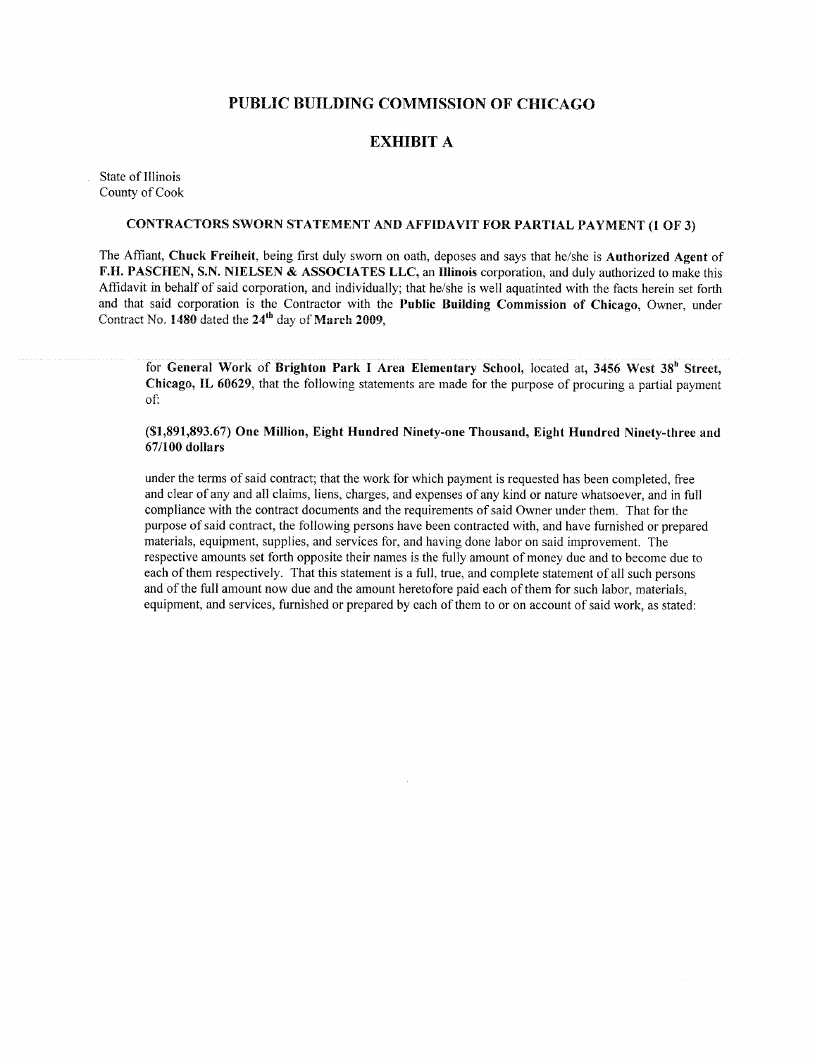# PUBLIC BUILDING COMMISSION OF CHICAGO

## EXHIBIT A

State of Illinois
County of Cook

### CONTRACTORS SWORN STATEMENT AND AFFIDAVIT FOR PARTIAL PAYMENT (1 OF 3)

The Affiant, **Chuck Freiheit**, being first duly sworn on oath, deposes and says that he/she is **Authorized Agent** of **F.H. PASCHEN, S.N. NIELSEN & ASSOCIATES LLC**, an **Illinois** corporation, and duly authorized to make this Affidavit in behalf of said corporation, and individually; that he/she is well aquatinted with the facts herein set forth and that said corporation is the Contractor with the **Public Building Commission of Chicago**, Owner, under Contract No. **1480** dated the **24th** day of **March 2009**,

for **General Work** of **Brighton Park I Area Elementary School**, located at, **3456 West 38h Street, Chicago, IL 60629**, that the following statements are made for the purpose of procuring a partial payment of:

**($1,891,893.67) One Million, Eight Hundred Ninety-one Thousand, Eight Hundred Ninety-three and 67/100 dollars**

under the terms of said contract; that the work for which payment is requested has been completed, free and clear of any and all claims, liens, charges, and expenses of any kind or nature whatsoever, and in full compliance with the contract documents and the requirements of said Owner under them. That for the purpose of said contract, the following persons have been contracted with, and have furnished or prepared materials, equipment, supplies, and services for, and having done labor on said improvement. The respective amounts set forth opposite their names is the fully amount of money due and to become due to each of them respectively. That this statement is a full, true, and complete statement of all such persons and of the full amount now due and the amount heretofore paid each of them for such labor, materials, equipment, and services, furnished or prepared by each of them to or on account of said work, as stated: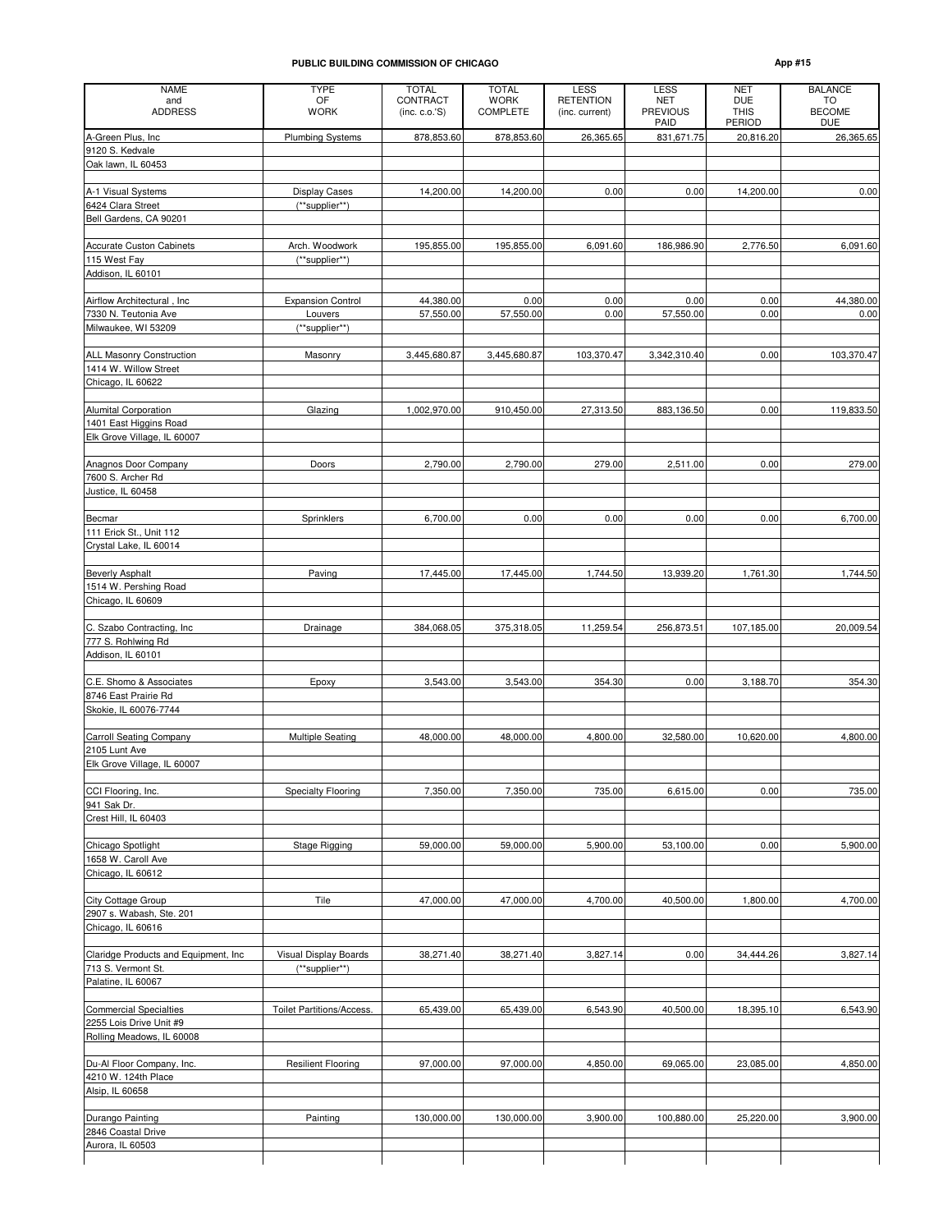**PUBLIC BUILDING COMMISSION OF CHICAGO**

**App #15**

| NAME and ADDRESS | TYPE OF WORK | TOTAL CONTRACT (inc. c.o.'S) | TOTAL WORK COMPLETE | LESS RETENTION (inc. current) | LESS NET PREVIOUS PAID | NET DUE THIS PERIOD | BALANCE TO BECOME DUE |
|---|---|---|---|---|---|---|---|
| A-Green Plus, Inc | Plumbing Systems | 878,853.60 | 878,853.60 | 26,365.65 | 831,671.75 | 20,816.20 | 26,365.65 |
| 9120 S. Kedvale | | | | | | | |
| Oak lawn, IL 60453 | | | | | | | |
| | | | | | | | |
| A-1 Visual Systems | Display Cases | 14,200.00 | 14,200.00 | 0.00 | 0.00 | 14,200.00 | 0.00 |
| 6424 Clara Street | (**supplier**) | | | | | | |
| Bell Gardens, CA 90201 | | | | | | | |
| | | | | | | | |
| Accurate Custon Cabinets | Arch. Woodwork | 195,855.00 | 195,855.00 | 6,091.60 | 186,986.90 | 2,776.50 | 6,091.60 |
| 115 West Fay | (**supplier**) | | | | | | |
| Addison, IL 60101 | | | | | | | |
| | | | | | | | |
| Airflow Architectural , Inc | Expansion Control | 44,380.00 | 0.00 | 0.00 | 0.00 | 0.00 | 44,380.00 |
| 7330 N. Teutonia Ave | Louvers | 57,550.00 | 57,550.00 | 0.00 | 57,550.00 | 0.00 | 0.00 |
| Milwaukee, WI 53209 | (**supplier**) | | | | | | |
| | | | | | | | |
| ALL Masonry Construction | Masonry | 3,445,680.87 | 3,445,680.87 | 103,370.47 | 3,342,310.40 | 0.00 | 103,370.47 |
| 1414 W. Willow Street | | | | | | | |
| Chicago, IL 60622 | | | | | | | |
| | | | | | | | |
| Alumital Corporation | Glazing | 1,002,970.00 | 910,450.00 | 27,313.50 | 883,136.50 | 0.00 | 119,833.50 |
| 1401 East Higgins Road | | | | | | | |
| Elk Grove Village, IL 60007 | | | | | | | |
| | | | | | | | |
| Anagnos Door Company | Doors | 2,790.00 | 2,790.00 | 279.00 | 2,511.00 | 0.00 | 279.00 |
| 7600 S. Archer Rd | | | | | | | |
| Justice, IL 60458 | | | | | | | |
| | | | | | | | |
| Becmar | Sprinklers | 6,700.00 | 0.00 | 0.00 | 0.00 | 0.00 | 6,700.00 |
| 111 Erick St., Unit 112 | | | | | | | |
| Crystal Lake, IL 60014 | | | | | | | |
| | | | | | | | |
| Beverly Asphalt | Paving | 17,445.00 | 17,445.00 | 1,744.50 | 13,939.20 | 1,761.30 | 1,744.50 |
| 1514 W. Pershing Road | | | | | | | |
| Chicago, IL 60609 | | | | | | | |
| | | | | | | | |
| C. Szabo Contracting, Inc | Drainage | 384,068.05 | 375,318.05 | 11,259.54 | 256,873.51 | 107,185.00 | 20,009.54 |
| 777 S. Rohlwing Rd | | | | | | | |
| Addison, IL 60101 | | | | | | | |
| | | | | | | | |
| C.E. Shomo & Associates | Epoxy | 3,543.00 | 3,543.00 | 354.30 | 0.00 | 3,188.70 | 354.30 |
| 8746 East Prairie Rd | | | | | | | |
| Skokie, IL 60076-7744 | | | | | | | |
| | | | | | | | |
| Carroll Seating Company | Multiple Seating | 48,000.00 | 48,000.00 | 4,800.00 | 32,580.00 | 10,620.00 | 4,800.00 |
| 2105 Lunt Ave | | | | | | | |
| Elk Grove Village, IL 60007 | | | | | | | |
| | | | | | | | |
| CCI Flooring, Inc. | Specialty Flooring | 7,350.00 | 7,350.00 | 735.00 | 6,615.00 | 0.00 | 735.00 |
| 941 Sak Dr. | | | | | | | |
| Crest Hill, IL 60403 | | | | | | | |
| | | | | | | | |
| Chicago Spotlight | Stage Rigging | 59,000.00 | 59,000.00 | 5,900.00 | 53,100.00 | 0.00 | 5,900.00 |
| 1658 W. Caroll Ave | | | | | | | |
| Chicago, IL 60612 | | | | | | | |
| | | | | | | | |
| City Cottage Group | Tile | 47,000.00 | 47,000.00 | 4,700.00 | 40,500.00 | 1,800.00 | 4,700.00 |
| 2907 s. Wabash, Ste. 201 | | | | | | | |
| Chicago, IL 60616 | | | | | | | |
| | | | | | | | |
| Claridge Products and Equipment, Inc | Visual Display Boards | 38,271.40 | 38,271.40 | 3,827.14 | 0.00 | 34,444.26 | 3,827.14 |
| 713 S. Vermont St. | (**supplier**) | | | | | | |
| Palatine, IL 60067 | | | | | | | |
| | | | | | | | |
| Commercial Specialties | Toilet Partitions/Access. | 65,439.00 | 65,439.00 | 6,543.90 | 40,500.00 | 18,395.10 | 6,543.90 |
| 2255 Lois Drive Unit #9 | | | | | | | |
| Rolling Meadows, IL 60008 | | | | | | | |
| | | | | | | | |
| Du-Al Floor Company, Inc. | Resilient Flooring | 97,000.00 | 97,000.00 | 4,850.00 | 69,065.00 | 23,085.00 | 4,850.00 |
| 4210 W. 124th Place | | | | | | | |
| Alsip, IL 60658 | | | | | | | |
| | | | | | | | |
| Durango Painting | Painting | 130,000.00 | 130,000.00 | 3,900.00 | 100,880.00 | 25,220.00 | 3,900.00 |
| 2846 Coastal Drive | | | | | | | |
| Aurora, IL 60503 | | | | | | | |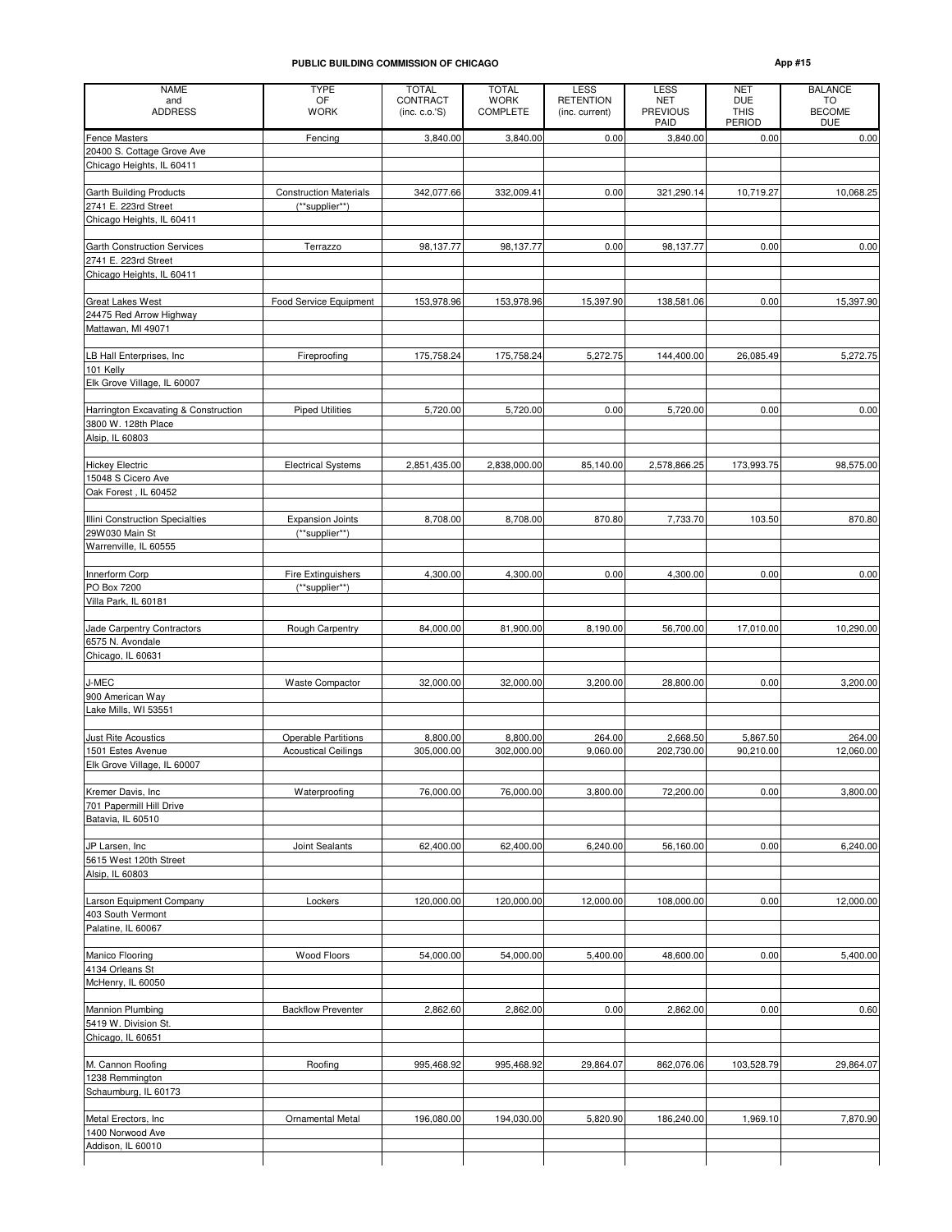# PUBLIC BUILDING COMMISSION OF CHICAGO

App #15

| NAME and ADDRESS | TYPE OF WORK | TOTAL CONTRACT (inc. c.o.'S) | TOTAL WORK COMPLETE | LESS RETENTION (inc. current) | LESS NET PREVIOUS PAID | NET DUE THIS PERIOD | BALANCE TO BECOME DUE |
|---|---|---|---|---|---|---|---|
| Fence Masters | Fencing | 3,840.00 | 3,840.00 | 0.00 | 3,840.00 | 0.00 | 0.00 |
| 20400 S. Cottage Grove Ave | | | | | | | |
| Chicago Heights, IL 60411 | | | | | | | |
| | | | | | | | |
| Garth Building Products | Construction Materials | 342,077.66 | 332,009.41 | 0.00 | 321,290.14 | 10,719.27 | 10,068.25 |
| 2741 E. 223rd Street | (**supplier**) | | | | | | |
| Chicago Heights, IL 60411 | | | | | | | |
| | | | | | | | |
| Garth Construction Services | Terrazzo | 98,137.77 | 98,137.77 | 0.00 | 98,137.77 | 0.00 | 0.00 |
| 2741 E. 223rd Street | | | | | | | |
| Chicago Heights, IL 60411 | | | | | | | |
| | | | | | | | |
| Great Lakes West | Food Service Equipment | 153,978.96 | 153,978.96 | 15,397.90 | 138,581.06 | 0.00 | 15,397.90 |
| 24475 Red Arrow Highway | | | | | | | |
| Mattawan, MI 49071 | | | | | | | |
| | | | | | | | |
| LB Hall Enterprises, Inc | Fireproofing | 175,758.24 | 175,758.24 | 5,272.75 | 144,400.00 | 26,085.49 | 5,272.75 |
| 101 Kelly | | | | | | | |
| Elk Grove Village, IL 60007 | | | | | | | |
| | | | | | | | |
| Harrington Excavating & Construction | Piped Utilities | 5,720.00 | 5,720.00 | 0.00 | 5,720.00 | 0.00 | 0.00 |
| 3800 W. 128th Place | | | | | | | |
| Alsip, IL 60803 | | | | | | | |
| | | | | | | | |
| Hickey Electric | Electrical Systems | 2,851,435.00 | 2,838,000.00 | 85,140.00 | 2,578,866.25 | 173,993.75 | 98,575.00 |
| 15048 S Cicero Ave | | | | | | | |
| Oak Forest , IL 60452 | | | | | | | |
| | | | | | | | |
| Illini Construction Specialties | Expansion Joints | 8,708.00 | 8,708.00 | 870.80 | 7,733.70 | 103.50 | 870.80 |
| 29W030 Main St | (**supplier**) | | | | | | |
| Warrenville, IL 60555 | | | | | | | |
| | | | | | | | |
| Innerform Corp | Fire Extinguishers | 4,300.00 | 4,300.00 | 0.00 | 4,300.00 | 0.00 | 0.00 |
| PO Box 7200 | (**supplier**) | | | | | | |
| Villa Park, IL 60181 | | | | | | | |
| | | | | | | | |
| Jade Carpentry Contractors | Rough Carpentry | 84,000.00 | 81,900.00 | 8,190.00 | 56,700.00 | 17,010.00 | 10,290.00 |
| 6575 N. Avondale | | | | | | | |
| Chicago, IL 60631 | | | | | | | |
| | | | | | | | |
| J-MEC | Waste Compactor | 32,000.00 | 32,000.00 | 3,200.00 | 28,800.00 | 0.00 | 3,200.00 |
| 900 American Way | | | | | | | |
| Lake Mills, WI 53551 | | | | | | | |
| | | | | | | | |
| Just Rite Acoustics | Operable Partitions | 8,800.00 | 8,800.00 | 264.00 | 2,668.50 | 5,867.50 | 264.00 |
| 1501 Estes Avenue | Acoustical Ceilings | 305,000.00 | 302,000.00 | 9,060.00 | 202,730.00 | 90,210.00 | 12,060.00 |
| Elk Grove Village, IL 60007 | | | | | | | |
| | | | | | | | |
| Kremer Davis, Inc | Waterproofing | 76,000.00 | 76,000.00 | 3,800.00 | 72,200.00 | 0.00 | 3,800.00 |
| 701 Papermill Hill Drive | | | | | | | |
| Batavia, IL 60510 | | | | | | | |
| | | | | | | | |
| JP Larsen, Inc | Joint Sealants | 62,400.00 | 62,400.00 | 6,240.00 | 56,160.00 | 0.00 | 6,240.00 |
| 5615 West 120th Street | | | | | | | |
| Alsip, IL 60803 | | | | | | | |
| | | | | | | | |
| Larson Equipment Company | Lockers | 120,000.00 | 120,000.00 | 12,000.00 | 108,000.00 | 0.00 | 12,000.00 |
| 403 South Vermont | | | | | | | |
| Palatine, IL 60067 | | | | | | | |
| | | | | | | | |
| Manico Flooring | Wood Floors | 54,000.00 | 54,000.00 | 5,400.00 | 48,600.00 | 0.00 | 5,400.00 |
| 4134 Orleans St | | | | | | | |
| McHenry, IL 60050 | | | | | | | |
| | | | | | | | |
| Mannion Plumbing | Backflow Preventer | 2,862.60 | 2,862.00 | 0.00 | 2,862.00 | 0.00 | 0.60 |
| 5419 W. Division St. | | | | | | | |
| Chicago, IL 60651 | | | | | | | |
| | | | | | | | |
| M. Cannon Roofing | Roofing | 995,468.92 | 995,468.92 | 29,864.07 | 862,076.06 | 103,528.79 | 29,864.07 |
| 1238 Remmington | | | | | | | |
| Schaumburg, IL 60173 | | | | | | | |
| | | | | | | | |
| Metal Erectors, Inc | Ornamental Metal | 196,080.00 | 194,030.00 | 5,820.90 | 186,240.00 | 1,969.10 | 7,870.90 |
| 1400 Norwood Ave | | | | | | | |
| Addison, IL 60010 | | | | | | | |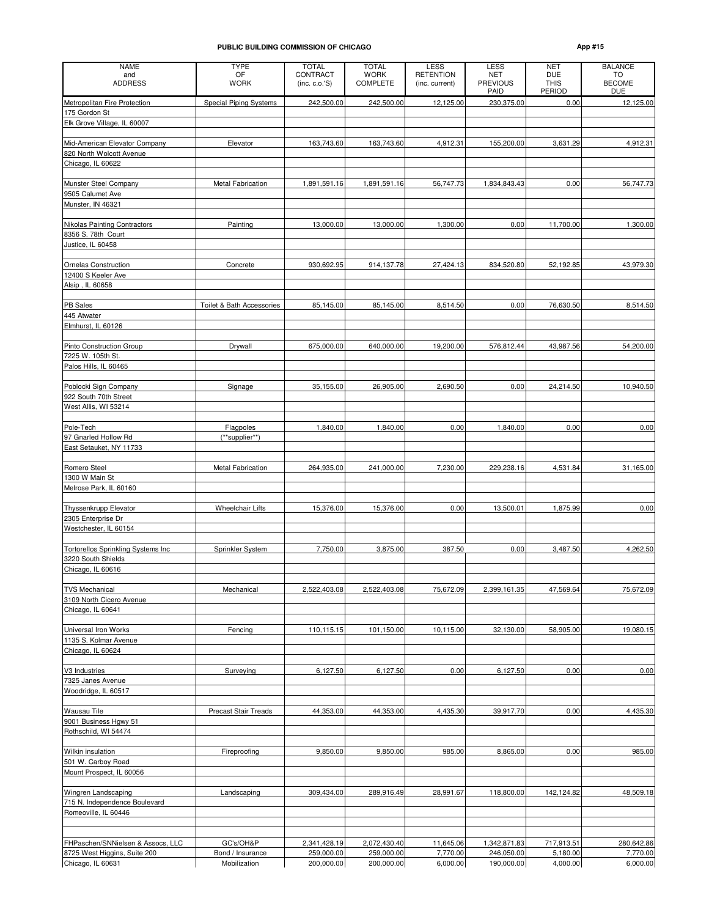# PUBLIC BUILDING COMMISSION OF CHICAGO

App #15

| NAME and ADDRESS | TYPE OF WORK | TOTAL CONTRACT (inc. c.o.'S) | TOTAL WORK COMPLETE | LESS RETENTION (inc. current) | LESS NET PREVIOUS PAID | NET DUE THIS PERIOD | BALANCE TO BECOME DUE |
|---|---|---|---|---|---|---|---|
| Metropolitan Fire Protection | Special Piping Systems | 242,500.00 | 242,500.00 | 12,125.00 | 230,375.00 | 0.00 | 12,125.00 |
| 175 Gordon St | | | | | | | |
| Elk Grove Village, IL 60007 | | | | | | | |
| Mid-American Elevator Company | Elevator | 163,743.60 | 163,743.60 | 4,912.31 | 155,200.00 | 3,631.29 | 4,912.31 |
| 820 North Wolcott Avenue | | | | | | | |
| Chicago, IL 60622 | | | | | | | |
| Munster Steel Company | Metal Fabrication | 1,891,591.16 | 1,891,591.16 | 56,747.73 | 1,834,843.43 | 0.00 | 56,747.73 |
| 9505 Calumet Ave | | | | | | | |
| Munster, IN 46321 | | | | | | | |
| Nikolas Painting Contractors | Painting | 13,000.00 | 13,000.00 | 1,300.00 | 0.00 | 11,700.00 | 1,300.00 |
| 8356 S. 78th Court | | | | | | | |
| Justice, IL 60458 | | | | | | | |
| Ornelas Construction | Concrete | 930,692.95 | 914,137.78 | 27,424.13 | 834,520.80 | 52,192.85 | 43,979.30 |
| 12400 S Keeler Ave | | | | | | | |
| Alsip , IL 60658 | | | | | | | |
| PB Sales | Toilet & Bath Accessories | 85,145.00 | 85,145.00 | 8,514.50 | 0.00 | 76,630.50 | 8,514.50 |
| 445 Atwater | | | | | | | |
| Elmhurst, IL 60126 | | | | | | | |
| Pinto Construction Group | Drywall | 675,000.00 | 640,000.00 | 19,200.00 | 576,812.44 | 43,987.56 | 54,200.00 |
| 7225 W. 105th St. | | | | | | | |
| Palos Hills, IL 60465 | | | | | | | |
| Poblocki Sign Company | Signage | 35,155.00 | 26,905.00 | 2,690.50 | 0.00 | 24,214.50 | 10,940.50 |
| 922 South 70th Street | | | | | | | |
| West Allis, WI 53214 | | | | | | | |
| Pole-Tech | Flagpoles | 1,840.00 | 1,840.00 | 0.00 | 1,840.00 | 0.00 | 0.00 |
| 97 Gnarled Hollow Rd | (**supplier**) | | | | | | |
| East Setauket, NY 11733 | | | | | | | |
| Romero Steel | Metal Fabrication | 264,935.00 | 241,000.00 | 7,230.00 | 229,238.16 | 4,531.84 | 31,165.00 |
| 1300 W Main St | | | | | | | |
| Melrose Park, IL 60160 | | | | | | | |
| Thyssenkrupp Elevator | Wheelchair Lifts | 15,376.00 | 15,376.00 | 0.00 | 13,500.01 | 1,875.99 | 0.00 |
| 2305 Enterprise Dr | | | | | | | |
| Westchester, IL 60154 | | | | | | | |
| Tortorellos Sprinkling Systems Inc | Sprinkler System | 7,750.00 | 3,875.00 | 387.50 | 0.00 | 3,487.50 | 4,262.50 |
| 3220 South Shields | | | | | | | |
| Chicago, IL 60616 | | | | | | | |
| TVS Mechanical | Mechanical | 2,522,403.08 | 2,522,403.08 | 75,672.09 | 2,399,161.35 | 47,569.64 | 75,672.09 |
| 3109 North Cicero Avenue | | | | | | | |
| Chicago, IL 60641 | | | | | | | |
| Universal Iron Works | Fencing | 110,115.15 | 101,150.00 | 10,115.00 | 32,130.00 | 58,905.00 | 19,080.15 |
| 1135 S. Kolmar Avenue | | | | | | | |
| Chicago, IL 60624 | | | | | | | |
| V3 Industries | Surveying | 6,127.50 | 6,127.50 | 0.00 | 6,127.50 | 0.00 | 0.00 |
| 7325 Janes Avenue | | | | | | | |
| Woodridge, IL 60517 | | | | | | | |
| Wausau Tile | Precast Stair Treads | 44,353.00 | 44,353.00 | 4,435.30 | 39,917.70 | 0.00 | 4,435.30 |
| 9001 Business Hgwy 51 | | | | | | | |
| Rothschild, WI 54474 | | | | | | | |
| Wilkin insulation | Fireproofing | 9,850.00 | 9,850.00 | 985.00 | 8,865.00 | 0.00 | 985.00 |
| 501 W. Carboy Road | | | | | | | |
| Mount Prospect, IL 60056 | | | | | | | |
| Wingren Landscaping | Landscaping | 309,434.00 | 289,916.49 | 28,991.67 | 118,800.00 | 142,124.82 | 48,509.18 |
| 715 N. Independence Boulevard | | | | | | | |
| Romeoville, IL 60446 | | | | | | | |
| FHPaschen/SNNielsen & Assocs, LLC | GC's/OH&P | 2,341,428.19 | 2,072,430.40 | 11,645.06 | 1,342,871.83 | 717,913.51 | 280,642.86 |
| 8725 West Higgins, Suite 200 | Bond / Insurance | 259,000.00 | 259,000.00 | 7,770.00 | 246,050.00 | 5,180.00 | 7,770.00 |
| Chicago, IL 60631 | Mobilization | 200,000.00 | 200,000.00 | 6,000.00 | 190,000.00 | 4,000.00 | 6,000.00 |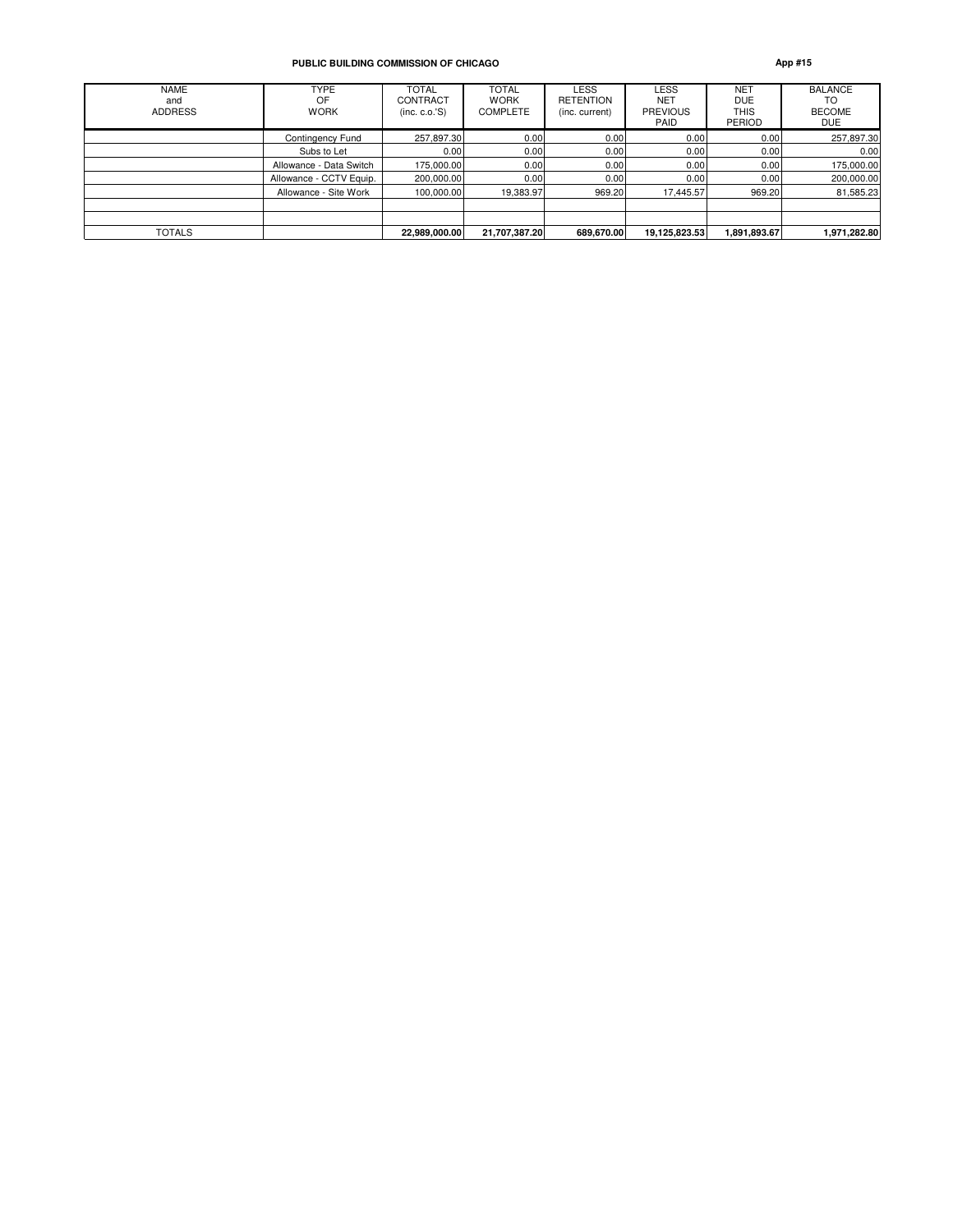**PUBLIC BUILDING COMMISSION OF CHICAGO**

**App #15**

| NAME and ADDRESS | TYPE OF WORK | TOTAL CONTRACT (inc. c.o.'S) | TOTAL WORK COMPLETE | LESS RETENTION (inc. current) | LESS NET PREVIOUS PAID | NET DUE THIS PERIOD | BALANCE TO BECOME DUE |
|---|---|---|---|---|---|---|---|
| | Contingency Fund | 257,897.30 | 0.00 | 0.00 | 0.00 | 0.00 | 257,897.30 |
| | Subs to Let | 0.00 | 0.00 | 0.00 | 0.00 | 0.00 | 0.00 |
| | Allowance - Data Switch | 175,000.00 | 0.00 | 0.00 | 0.00 | 0.00 | 175,000.00 |
| | Allowance - CCTV Equip. | 200,000.00 | 0.00 | 0.00 | 0.00 | 0.00 | 200,000.00 |
| | Allowance - Site Work | 100,000.00 | 19,383.97 | 969.20 | 17,445.57 | 969.20 | 81,585.23 |
| | | | | | | | |
| | | | | | | | |
| TOTALS | | **22,989,000.00** | **21,707,387.20** | **689,670.00** | **19,125,823.53** | **1,891,893.67** | **1,971,282.80** |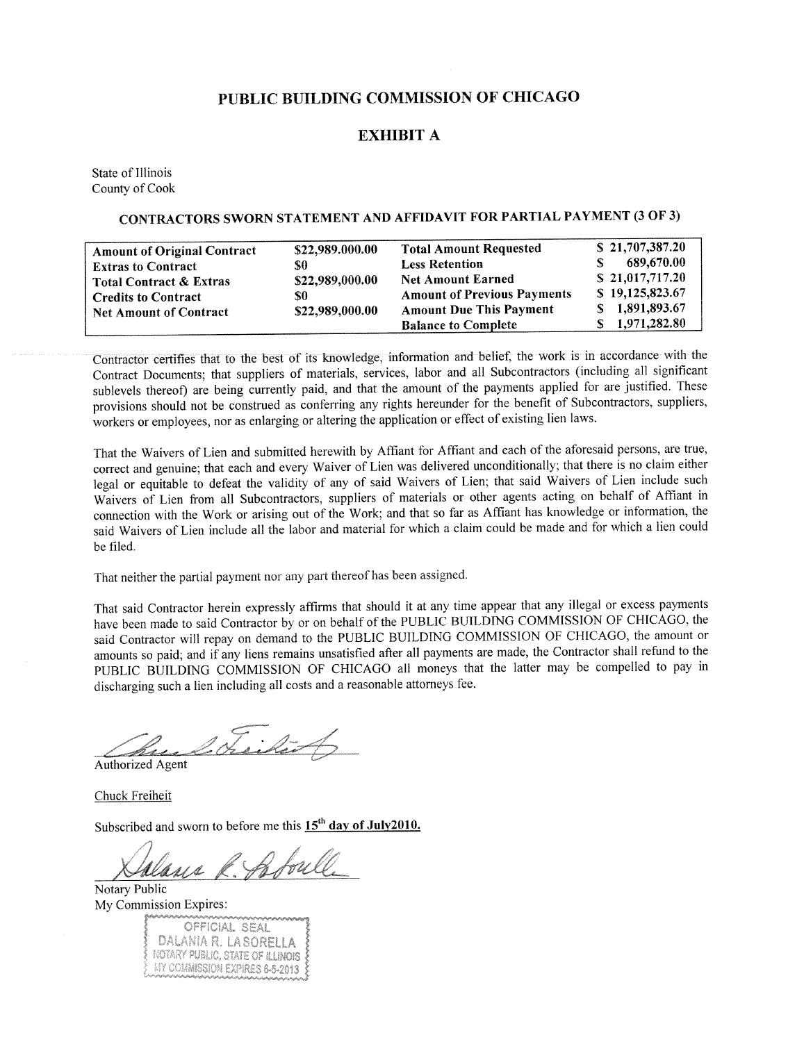# PUBLIC BUILDING COMMISSION OF CHICAGO

## EXHIBIT A

State of Illinois
County of Cook

### CONTRACTORS SWORN STATEMENT AND AFFIDAVIT FOR PARTIAL PAYMENT (3 OF 3)

| | | | |
|---|---|---|---|
| **Amount of Original Contract** | $22,989.000.00 | **Total Amount Requested** | $ 21,707,387.20 |
| **Extras to Contract** | $0 | **Less Retention** | $ 689,670.00 |
| **Total Contract & Extras** | $22,989,000.00 | **Net Amount Earned** | $ 21,017,717.20 |
| **Credits to Contract** | $0 | **Amount of Previous Payments** | $ 19,125,823.67 |
| **Net Amount of Contract** | $22,989,000.00 | **Amount Due This Payment** | $ 1,891,893.67 |
| | | **Balance to Complete** | $ 1,971,282.80 |

Contractor certifies that to the best of its knowledge, information and belief, the work is in accordance with the Contract Documents; that suppliers of materials, services, labor and all Subcontractors (including all significant sublevels thereof) are being currently paid, and that the amount of the payments applied for are justified. These provisions should not be construed as conferring any rights hereunder for the benefit of Subcontractors, suppliers, workers or employees, nor as enlarging or altering the application or effect of existing lien laws.

That the Waivers of Lien and submitted herewith by Affiant for Affiant and each of the aforesaid persons, are true, correct and genuine; that each and every Waiver of Lien was delivered unconditionally; that there is no claim either legal or equitable to defeat the validity of any of said Waivers of Lien; that said Waivers of Lien include such Waivers of Lien from all Subcontractors, suppliers of materials or other agents acting on behalf of Affiant in connection with the Work or arising out of the Work; and that so far as Affiant has knowledge or information, the said Waivers of Lien include all the labor and material for which a claim could be made and for which a lien could be filed.

That neither the partial payment nor any part thereof has been assigned.

That said Contractor herein expressly affirms that should it at any time appear that any illegal or excess payments have been made to said Contractor by or on behalf of the PUBLIC BUILDING COMMISSION OF CHICAGO, the said Contractor will repay on demand to the PUBLIC BUILDING COMMISSION OF CHICAGO, the amount or amounts so paid; and if any liens remains unsatisfied after all payments are made, the Contractor shall refund to the PUBLIC BUILDING COMMISSION OF CHICAGO all moneys that the latter may be compelled to pay in discharging such a lien including all costs and a reasonable attorneys fee.

Authorized Agent

Chuck Freiheit

Subscribed and sworn to before me this **15th day of July2010.**

Notary Public
My Commission Expires:

OFFICIAL SEAL
DALANIA R. LASORELLA
NOTARY PUBLIC, STATE OF ILLINOIS
MY COMMISSION EXPIRES 6-5-2013